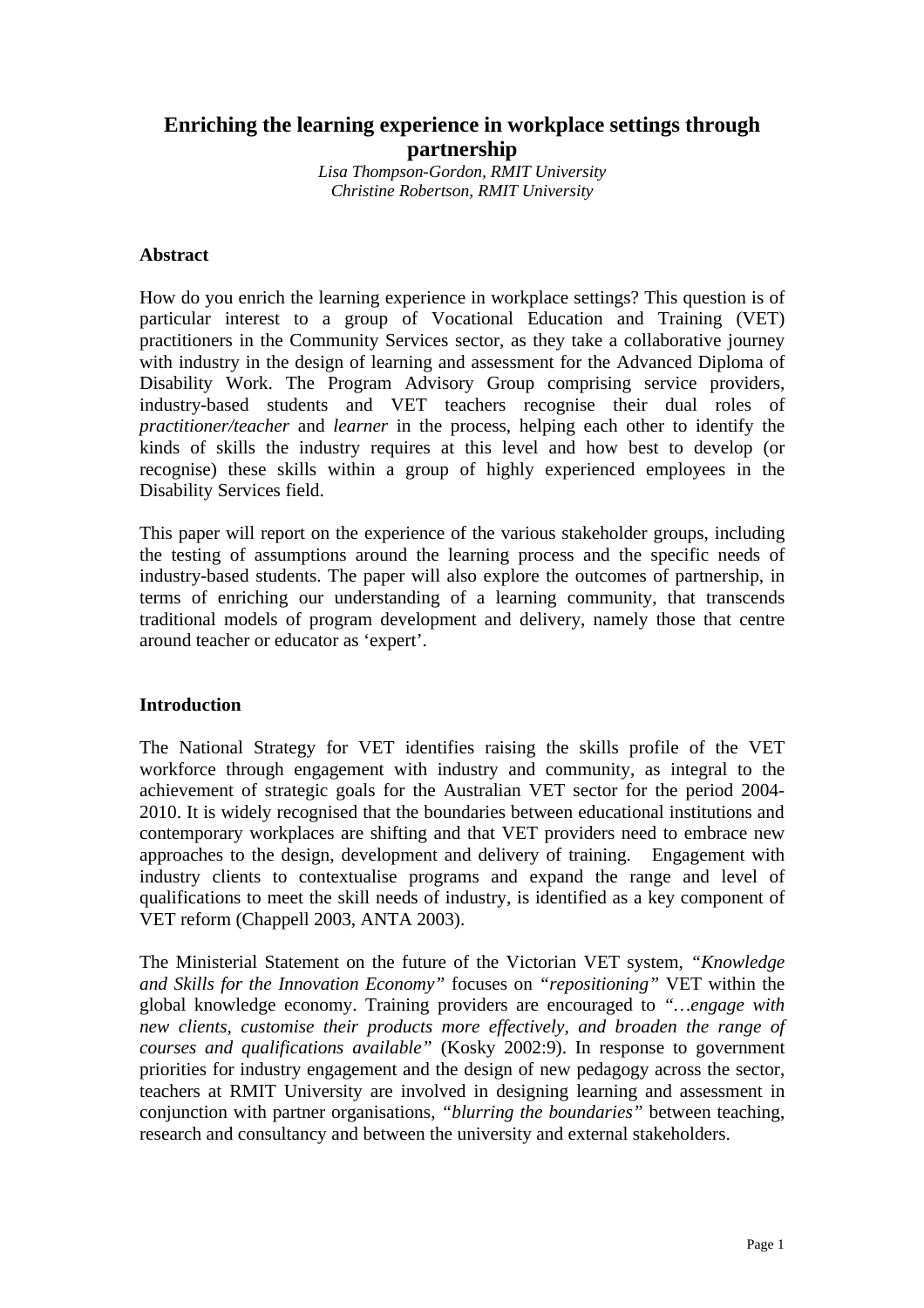# Enriching the learning experience in workplace settings through partnership

*Lisa Thompson-Gordon, RMIT University*
*Christine Robertson, RMIT University*

## Abstract

How do you enrich the learning experience in workplace settings? This question is of particular interest to a group of Vocational Education and Training (VET) practitioners in the Community Services sector, as they take a collaborative journey with industry in the design of learning and assessment for the Advanced Diploma of Disability Work. The Program Advisory Group comprising service providers, industry-based students and VET teachers recognise their dual roles of *practitioner/teacher* and *learner* in the process, helping each other to identify the kinds of skills the industry requires at this level and how best to develop (or recognise) these skills within a group of highly experienced employees in the Disability Services field.

This paper will report on the experience of the various stakeholder groups, including the testing of assumptions around the learning process and the specific needs of industry-based students. The paper will also explore the outcomes of partnership, in terms of enriching our understanding of a learning community, that transcends traditional models of program development and delivery, namely those that centre around teacher or educator as 'expert'.

## Introduction

The National Strategy for VET identifies raising the skills profile of the VET workforce through engagement with industry and community, as integral to the achievement of strategic goals for the Australian VET sector for the period 2004-2010. It is widely recognised that the boundaries between educational institutions and contemporary workplaces are shifting and that VET providers need to embrace new approaches to the design, development and delivery of training. Engagement with industry clients to contextualise programs and expand the range and level of qualifications to meet the skill needs of industry, is identified as a key component of VET reform (Chappell 2003, ANTA 2003).

The Ministerial Statement on the future of the Victorian VET system, *"Knowledge and Skills for the Innovation Economy"* focuses on *"repositioning"* VET within the global knowledge economy. Training providers are encouraged to *"…engage with new clients, customise their products more effectively, and broaden the range of courses and qualifications available"* (Kosky 2002:9). In response to government priorities for industry engagement and the design of new pedagogy across the sector, teachers at RMIT University are involved in designing learning and assessment in conjunction with partner organisations, *"blurring the boundaries"* between teaching, research and consultancy and between the university and external stakeholders.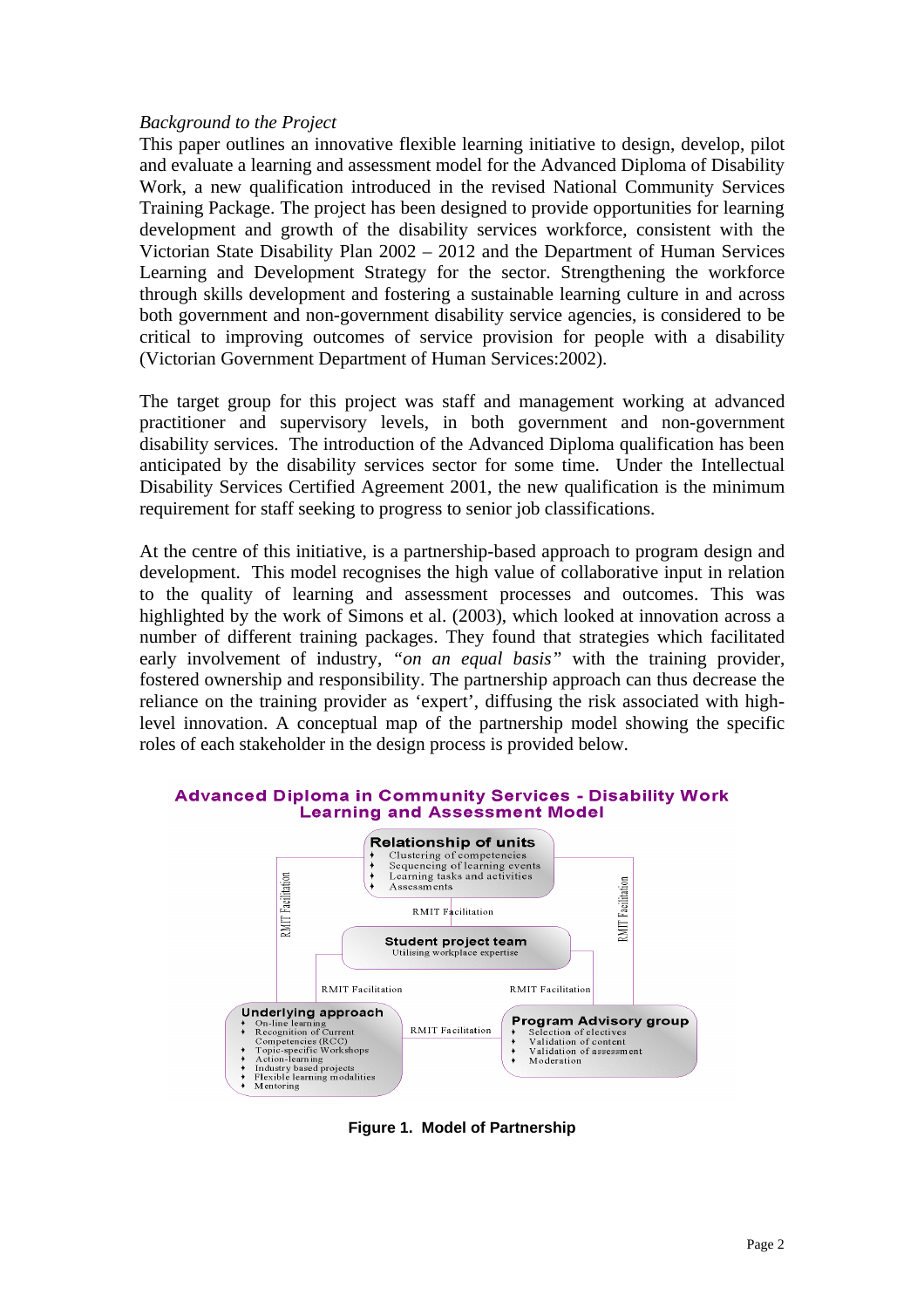*Background to the Project*

This paper outlines an innovative flexible learning initiative to design, develop, pilot and evaluate a learning and assessment model for the Advanced Diploma of Disability Work, a new qualification introduced in the revised National Community Services Training Package. The project has been designed to provide opportunities for learning development and growth of the disability services workforce, consistent with the Victorian State Disability Plan 2002 – 2012 and the Department of Human Services Learning and Development Strategy for the sector. Strengthening the workforce through skills development and fostering a sustainable learning culture in and across both government and non-government disability service agencies, is considered to be critical to improving outcomes of service provision for people with a disability (Victorian Government Department of Human Services:2002).

The target group for this project was staff and management working at advanced practitioner and supervisory levels, in both government and non-government disability services. The introduction of the Advanced Diploma qualification has been anticipated by the disability services sector for some time. Under the Intellectual Disability Services Certified Agreement 2001, the new qualification is the minimum requirement for staff seeking to progress to senior job classifications.

At the centre of this initiative, is a partnership-based approach to program design and development. This model recognises the high value of collaborative input in relation to the quality of learning and assessment processes and outcomes. This was highlighted by the work of Simons et al. (2003), which looked at innovation across a number of different training packages. They found that strategies which facilitated early involvement of industry, *"on an equal basis"* with the training provider, fostered ownership and responsibility. The partnership approach can thus decrease the reliance on the training provider as 'expert', diffusing the risk associated with high-level innovation. A conceptual map of the partnership model showing the specific roles of each stakeholder in the design process is provided below.

**Advanced Diploma in Community Services - Disability Work**
**Learning and Assessment Model**

**Relationship of units**
- Clustering of competencies
- Sequencing of learning events
- Learning tasks and activities
- Assessments

RMIT Facilitation

**Student project team**
Utilising workplace expertise

RMIT Facilitation

**Underlying approach**
- On-line learning
- Recognition of Current Competencies (RCC)
- Topic-specific Workshops
- Action-learning
- Industry based projects
- Flexible learning modalities
- Mentoring

RMIT Facilitation

**Program Advisory group**
- Selection of electives
- Validation of content
- Validation of assessment
- Moderation

**Figure 1. Model of Partnership**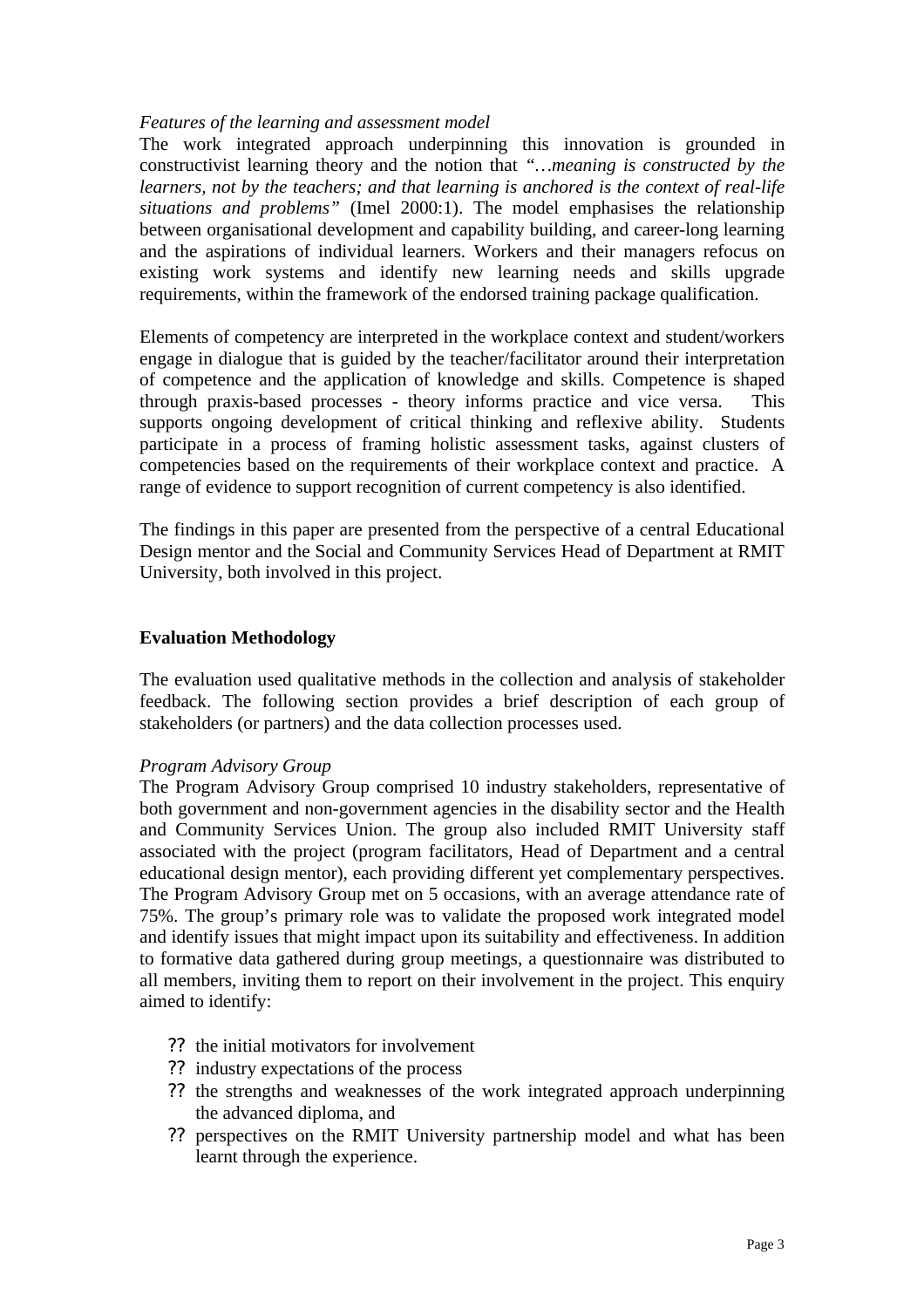*Features of the learning and assessment model*

The work integrated approach underpinning this innovation is grounded in constructivist learning theory and the notion that *"…meaning is constructed by the learners, not by the teachers; and that learning is anchored is the context of real-life situations and problems"* (Imel 2000:1). The model emphasises the relationship between organisational development and capability building, and career-long learning and the aspirations of individual learners. Workers and their managers refocus on existing work systems and identify new learning needs and skills upgrade requirements, within the framework of the endorsed training package qualification.

Elements of competency are interpreted in the workplace context and student/workers engage in dialogue that is guided by the teacher/facilitator around their interpretation of competence and the application of knowledge and skills. Competence is shaped through praxis-based processes - theory informs practice and vice versa. This supports ongoing development of critical thinking and reflexive ability. Students participate in a process of framing holistic assessment tasks, against clusters of competencies based on the requirements of their workplace context and practice. A range of evidence to support recognition of current competency is also identified.

The findings in this paper are presented from the perspective of a central Educational Design mentor and the Social and Community Services Head of Department at RMIT University, both involved in this project.

**Evaluation Methodology**

The evaluation used qualitative methods in the collection and analysis of stakeholder feedback. The following section provides a brief description of each group of stakeholders (or partners) and the data collection processes used.

*Program Advisory Group*

The Program Advisory Group comprised 10 industry stakeholders, representative of both government and non-government agencies in the disability sector and the Health and Community Services Union. The group also included RMIT University staff associated with the project (program facilitators, Head of Department and a central educational design mentor), each providing different yet complementary perspectives. The Program Advisory Group met on 5 occasions, with an average attendance rate of 75%. The group's primary role was to validate the proposed work integrated model and identify issues that might impact upon its suitability and effectiveness. In addition to formative data gathered during group meetings, a questionnaire was distributed to all members, inviting them to report on their involvement in the project. This enquiry aimed to identify:

- the initial motivators for involvement
- industry expectations of the process
- the strengths and weaknesses of the work integrated approach underpinning the advanced diploma, and
- perspectives on the RMIT University partnership model and what has been learnt through the experience.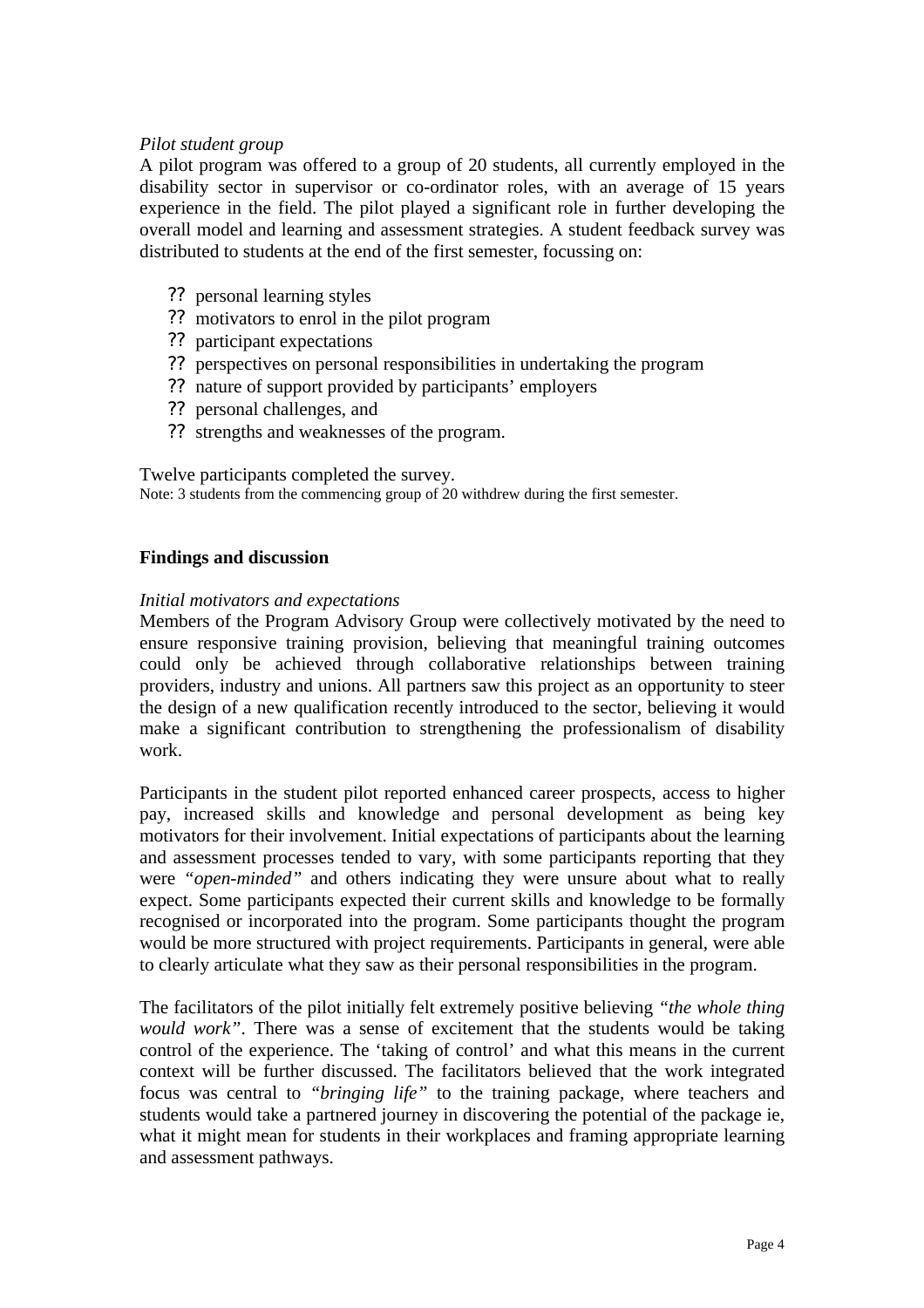*Pilot student group*

A pilot program was offered to a group of 20 students, all currently employed in the disability sector in supervisor or co-ordinator roles, with an average of 15 years experience in the field. The pilot played a significant role in further developing the overall model and learning and assessment strategies. A student feedback survey was distributed to students at the end of the first semester, focussing on:

- personal learning styles
- motivators to enrol in the pilot program
- participant expectations
- perspectives on personal responsibilities in undertaking the program
- nature of support provided by participants' employers
- personal challenges, and
- strengths and weaknesses of the program.

Twelve participants completed the survey.

Note: 3 students from the commencing group of 20 withdrew during the first semester.

## Findings and discussion

*Initial motivators and expectations*

Members of the Program Advisory Group were collectively motivated by the need to ensure responsive training provision, believing that meaningful training outcomes could only be achieved through collaborative relationships between training providers, industry and unions. All partners saw this project as an opportunity to steer the design of a new qualification recently introduced to the sector, believing it would make a significant contribution to strengthening the professionalism of disability work.

Participants in the student pilot reported enhanced career prospects, access to higher pay, increased skills and knowledge and personal development as being key motivators for their involvement. Initial expectations of participants about the learning and assessment processes tended to vary, with some participants reporting that they were *"open-minded"* and others indicating they were unsure about what to really expect. Some participants expected their current skills and knowledge to be formally recognised or incorporated into the program. Some participants thought the program would be more structured with project requirements. Participants in general, were able to clearly articulate what they saw as their personal responsibilities in the program.

The facilitators of the pilot initially felt extremely positive believing *"the whole thing would work"*. There was a sense of excitement that the students would be taking control of the experience. The 'taking of control' and what this means in the current context will be further discussed. The facilitators believed that the work integrated focus was central to *"bringing life"* to the training package, where teachers and students would take a partnered journey in discovering the potential of the package ie, what it might mean for students in their workplaces and framing appropriate learning and assessment pathways.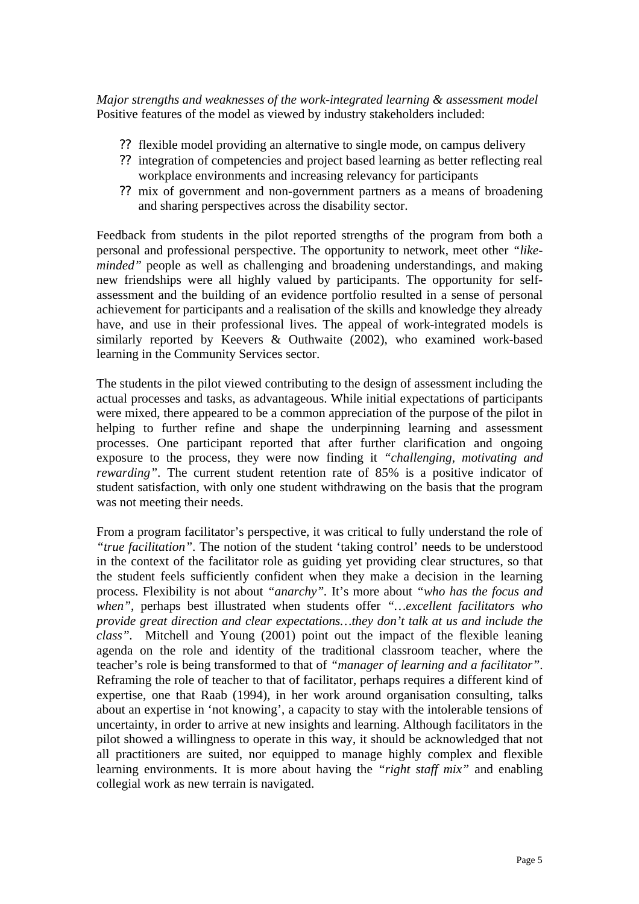*Major strengths and weaknesses of the work-integrated learning & assessment model*
Positive features of the model as viewed by industry stakeholders included:

- flexible model providing an alternative to single mode, on campus delivery
- integration of competencies and project based learning as better reflecting real workplace environments and increasing relevancy for participants
- mix of government and non-government partners as a means of broadening and sharing perspectives across the disability sector.

Feedback from students in the pilot reported strengths of the program from both a personal and professional perspective. The opportunity to network, meet other *"like-minded"* people as well as challenging and broadening understandings, and making new friendships were all highly valued by participants. The opportunity for self-assessment and the building of an evidence portfolio resulted in a sense of personal achievement for participants and a realisation of the skills and knowledge they already have, and use in their professional lives. The appeal of work-integrated models is similarly reported by Keevers & Outhwaite (2002), who examined work-based learning in the Community Services sector.

The students in the pilot viewed contributing to the design of assessment including the actual processes and tasks, as advantageous. While initial expectations of participants were mixed, there appeared to be a common appreciation of the purpose of the pilot in helping to further refine and shape the underpinning learning and assessment processes. One participant reported that after further clarification and ongoing exposure to the process, they were now finding it *"challenging, motivating and rewarding"*. The current student retention rate of 85% is a positive indicator of student satisfaction, with only one student withdrawing on the basis that the program was not meeting their needs.

From a program facilitator's perspective, it was critical to fully understand the role of *"true facilitation"*. The notion of the student 'taking control' needs to be understood in the context of the facilitator role as guiding yet providing clear structures, so that the student feels sufficiently confident when they make a decision in the learning process. Flexibility is not about *"anarchy"*. It's more about *"who has the focus and when"*, perhaps best illustrated when students offer *"…excellent facilitators who provide great direction and clear expectations…they don't talk at us and include the class"*. Mitchell and Young (2001) point out the impact of the flexible leaning agenda on the role and identity of the traditional classroom teacher, where the teacher's role is being transformed to that of *"manager of learning and a facilitator"*. Reframing the role of teacher to that of facilitator, perhaps requires a different kind of expertise, one that Raab (1994), in her work around organisation consulting, talks about an expertise in 'not knowing', a capacity to stay with the intolerable tensions of uncertainty, in order to arrive at new insights and learning. Although facilitators in the pilot showed a willingness to operate in this way, it should be acknowledged that not all practitioners are suited, nor equipped to manage highly complex and flexible learning environments. It is more about having the *"right staff mix"* and enabling collegial work as new terrain is navigated.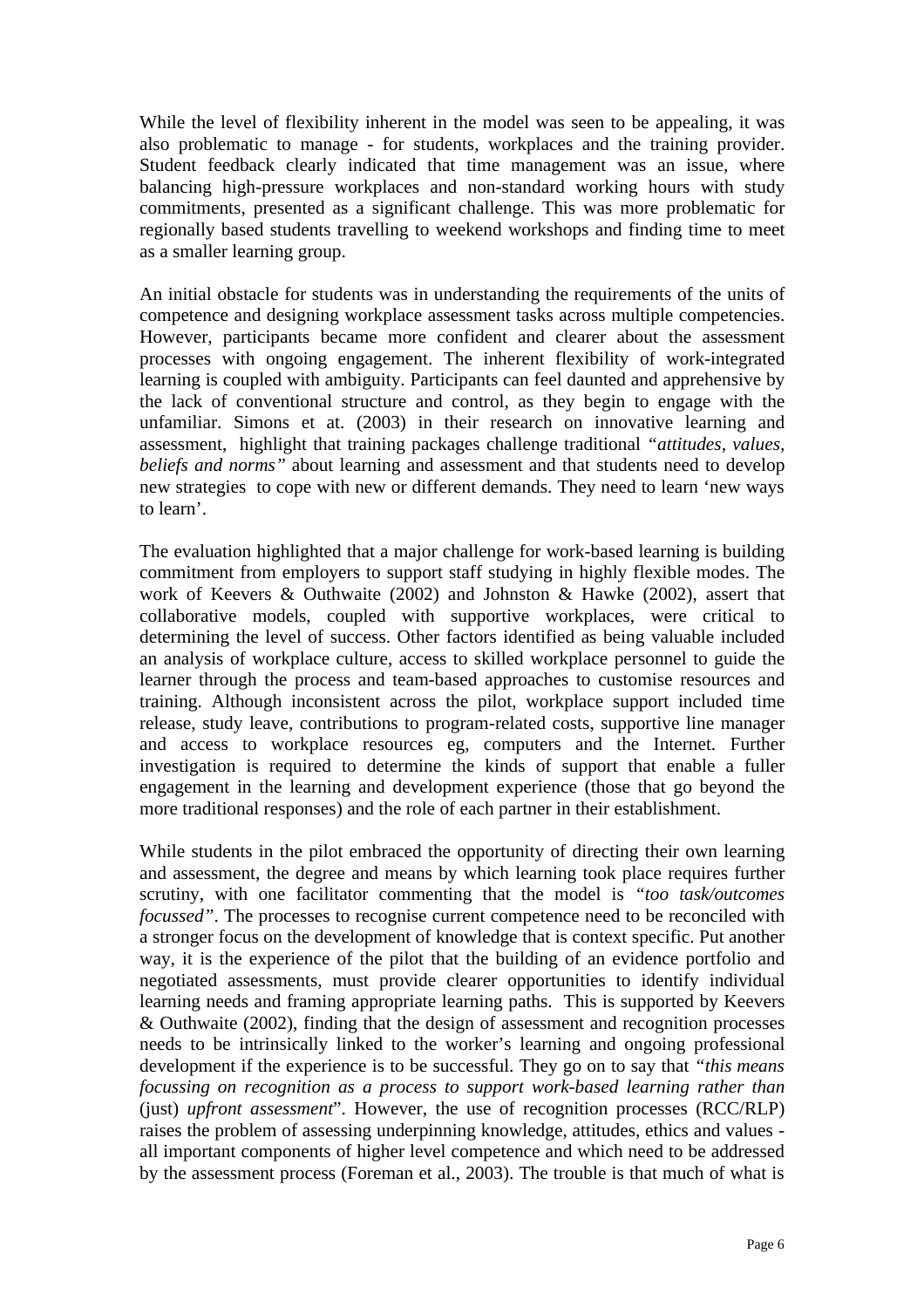While the level of flexibility inherent in the model was seen to be appealing, it was also problematic to manage - for students, workplaces and the training provider. Student feedback clearly indicated that time management was an issue, where balancing high-pressure workplaces and non-standard working hours with study commitments, presented as a significant challenge. This was more problematic for regionally based students travelling to weekend workshops and finding time to meet as a smaller learning group.

An initial obstacle for students was in understanding the requirements of the units of competence and designing workplace assessment tasks across multiple competencies. However, participants became more confident and clearer about the assessment processes with ongoing engagement. The inherent flexibility of work-integrated learning is coupled with ambiguity. Participants can feel daunted and apprehensive by the lack of conventional structure and control, as they begin to engage with the unfamiliar. Simons et at. (2003) in their research on innovative learning and assessment, highlight that training packages challenge traditional *"attitudes, values, beliefs and norms"* about learning and assessment and that students need to develop new strategies to cope with new or different demands. They need to learn 'new ways to learn'.

The evaluation highlighted that a major challenge for work-based learning is building commitment from employers to support staff studying in highly flexible modes. The work of Keevers & Outhwaite (2002) and Johnston & Hawke (2002), assert that collaborative models, coupled with supportive workplaces, were critical to determining the level of success. Other factors identified as being valuable included an analysis of workplace culture, access to skilled workplace personnel to guide the learner through the process and team-based approaches to customise resources and training. Although inconsistent across the pilot, workplace support included time release, study leave, contributions to program-related costs, supportive line manager and access to workplace resources eg, computers and the Internet. Further investigation is required to determine the kinds of support that enable a fuller engagement in the learning and development experience (those that go beyond the more traditional responses) and the role of each partner in their establishment.

While students in the pilot embraced the opportunity of directing their own learning and assessment, the degree and means by which learning took place requires further scrutiny, with one facilitator commenting that the model is *"too task/outcomes focussed"*. The processes to recognise current competence need to be reconciled with a stronger focus on the development of knowledge that is context specific. Put another way, it is the experience of the pilot that the building of an evidence portfolio and negotiated assessments, must provide clearer opportunities to identify individual learning needs and framing appropriate learning paths. This is supported by Keevers & Outhwaite (2002), finding that the design of assessment and recognition processes needs to be intrinsically linked to the worker's learning and ongoing professional development if the experience is to be successful. They go on to say that *"this means focussing on recognition as a process to support work-based learning rather than* (just) *upfront assessment*". However, the use of recognition processes (RCC/RLP) raises the problem of assessing underpinning knowledge, attitudes, ethics and values - all important components of higher level competence and which need to be addressed by the assessment process (Foreman et al., 2003). The trouble is that much of what is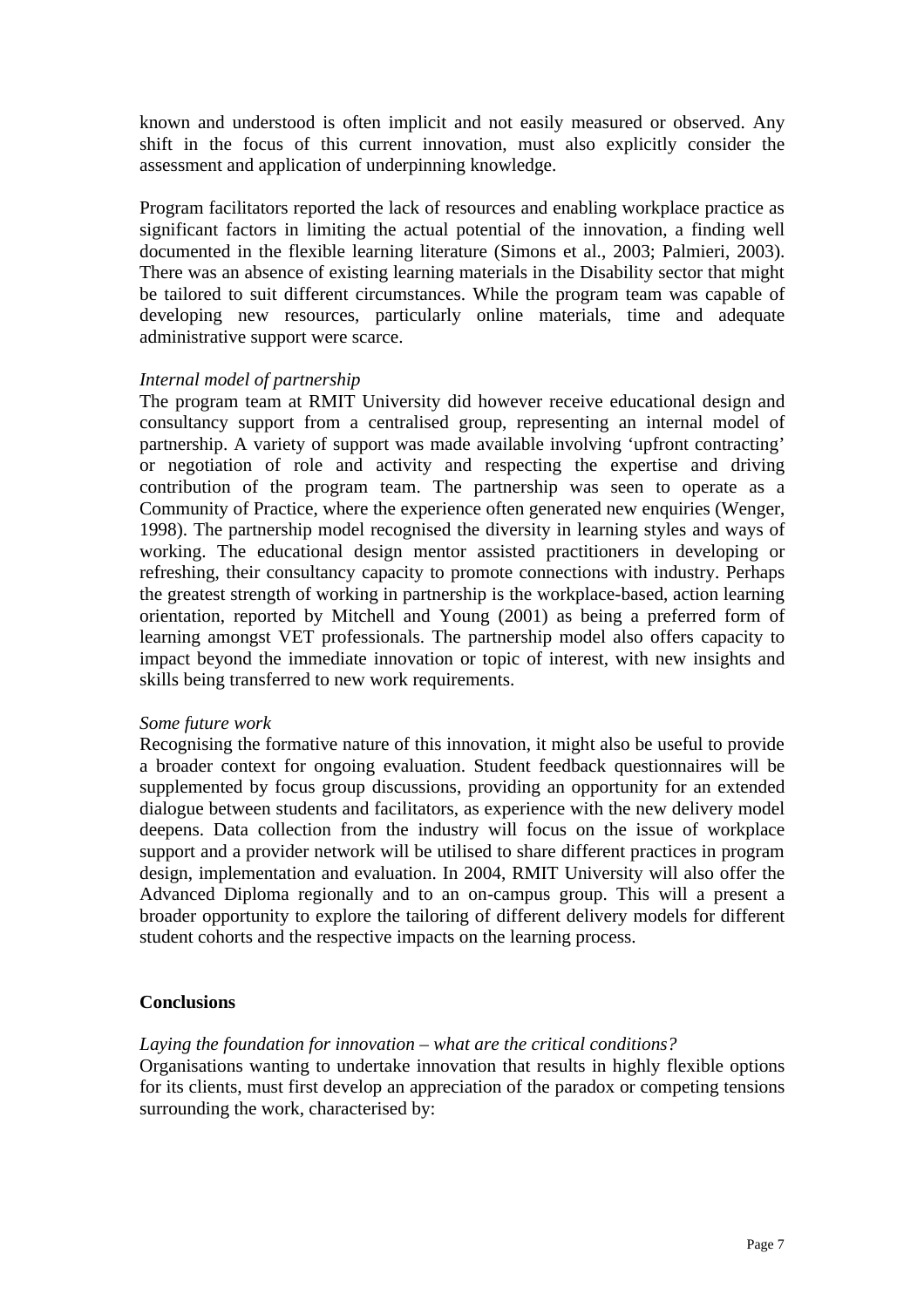known and understood is often implicit and not easily measured or observed. Any shift in the focus of this current innovation, must also explicitly consider the assessment and application of underpinning knowledge.

Program facilitators reported the lack of resources and enabling workplace practice as significant factors in limiting the actual potential of the innovation, a finding well documented in the flexible learning literature (Simons et al., 2003; Palmieri, 2003). There was an absence of existing learning materials in the Disability sector that might be tailored to suit different circumstances. While the program team was capable of developing new resources, particularly online materials, time and adequate administrative support were scarce.

*Internal model of partnership*

The program team at RMIT University did however receive educational design and consultancy support from a centralised group, representing an internal model of partnership. A variety of support was made available involving 'upfront contracting' or negotiation of role and activity and respecting the expertise and driving contribution of the program team. The partnership was seen to operate as a Community of Practice, where the experience often generated new enquiries (Wenger, 1998). The partnership model recognised the diversity in learning styles and ways of working. The educational design mentor assisted practitioners in developing or refreshing, their consultancy capacity to promote connections with industry. Perhaps the greatest strength of working in partnership is the workplace-based, action learning orientation, reported by Mitchell and Young (2001) as being a preferred form of learning amongst VET professionals. The partnership model also offers capacity to impact beyond the immediate innovation or topic of interest, with new insights and skills being transferred to new work requirements.

*Some future work*

Recognising the formative nature of this innovation, it might also be useful to provide a broader context for ongoing evaluation. Student feedback questionnaires will be supplemented by focus group discussions, providing an opportunity for an extended dialogue between students and facilitators, as experience with the new delivery model deepens. Data collection from the industry will focus on the issue of workplace support and a provider network will be utilised to share different practices in program design, implementation and evaluation. In 2004, RMIT University will also offer the Advanced Diploma regionally and to an on-campus group. This will a present a broader opportunity to explore the tailoring of different delivery models for different student cohorts and the respective impacts on the learning process.

## Conclusions

*Laying the foundation for innovation – what are the critical conditions?*

Organisations wanting to undertake innovation that results in highly flexible options for its clients, must first develop an appreciation of the paradox or competing tensions surrounding the work, characterised by: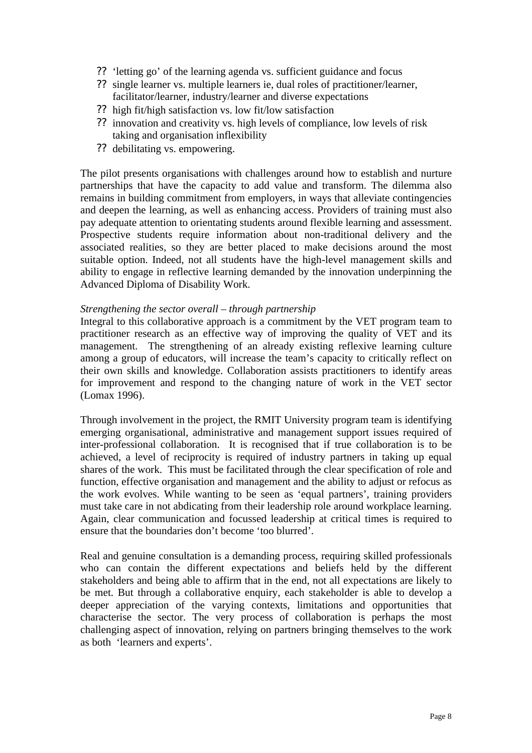- 'letting go' of the learning agenda vs. sufficient guidance and focus
- single learner vs. multiple learners ie, dual roles of practitioner/learner, facilitator/learner, industry/learner and diverse expectations
- high fit/high satisfaction vs. low fit/low satisfaction
- innovation and creativity vs. high levels of compliance, low levels of risk taking and organisation inflexibility
- debilitating vs. empowering.

The pilot presents organisations with challenges around how to establish and nurture partnerships that have the capacity to add value and transform. The dilemma also remains in building commitment from employers, in ways that alleviate contingencies and deepen the learning, as well as enhancing access. Providers of training must also pay adequate attention to orientating students around flexible learning and assessment. Prospective students require information about non-traditional delivery and the associated realities, so they are better placed to make decisions around the most suitable option. Indeed, not all students have the high-level management skills and ability to engage in reflective learning demanded by the innovation underpinning the Advanced Diploma of Disability Work.

*Strengthening the sector overall – through partnership*

Integral to this collaborative approach is a commitment by the VET program team to practitioner research as an effective way of improving the quality of VET and its management. The strengthening of an already existing reflexive learning culture among a group of educators, will increase the team's capacity to critically reflect on their own skills and knowledge. Collaboration assists practitioners to identify areas for improvement and respond to the changing nature of work in the VET sector (Lomax 1996).

Through involvement in the project, the RMIT University program team is identifying emerging organisational, administrative and management support issues required of inter-professional collaboration. It is recognised that if true collaboration is to be achieved, a level of reciprocity is required of industry partners in taking up equal shares of the work. This must be facilitated through the clear specification of role and function, effective organisation and management and the ability to adjust or refocus as the work evolves. While wanting to be seen as 'equal partners', training providers must take care in not abdicating from their leadership role around workplace learning. Again, clear communication and focussed leadership at critical times is required to ensure that the boundaries don't become 'too blurred'.

Real and genuine consultation is a demanding process, requiring skilled professionals who can contain the different expectations and beliefs held by the different stakeholders and being able to affirm that in the end, not all expectations are likely to be met. But through a collaborative enquiry, each stakeholder is able to develop a deeper appreciation of the varying contexts, limitations and opportunities that characterise the sector. The very process of collaboration is perhaps the most challenging aspect of innovation, relying on partners bringing themselves to the work as both 'learners and experts'.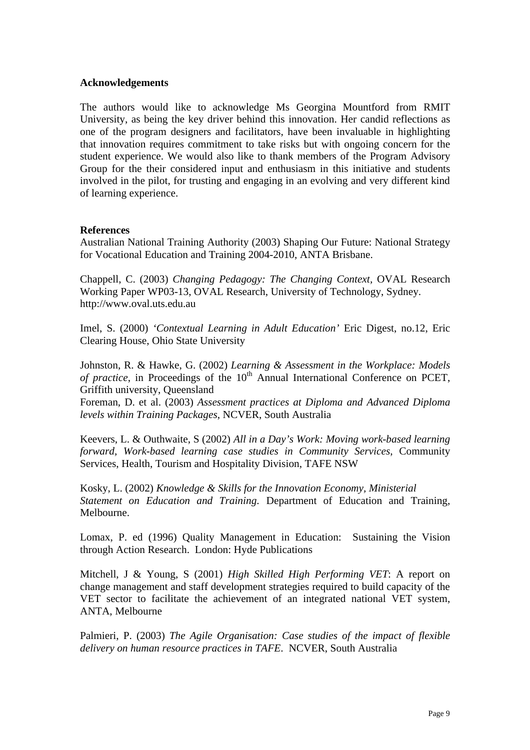**Acknowledgements**

The authors would like to acknowledge Ms Georgina Mountford from RMIT University, as being the key driver behind this innovation. Her candid reflections as one of the program designers and facilitators, have been invaluable in highlighting that innovation requires commitment to take risks but with ongoing concern for the student experience. We would also like to thank members of the Program Advisory Group for the their considered input and enthusiasm in this initiative and students involved in the pilot, for trusting and engaging in an evolving and very different kind of learning experience.

**References**

Australian National Training Authority (2003) Shaping Our Future: National Strategy for Vocational Education and Training 2004-2010, ANTA Brisbane.

Chappell, C. (2003) *Changing Pedagogy: The Changing Context,* OVAL Research Working Paper WP03-13, OVAL Research, University of Technology, Sydney. http://www.oval.uts.edu.au

Imel, S. (2000) *'Contextual Learning in Adult Education'* Eric Digest, no.12, Eric Clearing House, Ohio State University

Johnston, R. & Hawke, G. (2002) *Learning & Assessment in the Workplace: Models of practice*, in Proceedings of the 10th Annual International Conference on PCET, Griffith university, Queensland

Foreman, D. et al. (2003) *Assessment practices at Diploma and Advanced Diploma levels within Training Packages*, NCVER, South Australia

Keevers, L. & Outhwaite, S (2002) *All in a Day's Work: Moving work-based learning forward, Work-based learning case studies in Community Services*, Community Services, Health, Tourism and Hospitality Division, TAFE NSW

Kosky, L. (2002) *Knowledge & Skills for the Innovation Economy, Ministerial Statement on Education and Training*. Department of Education and Training, Melbourne.

Lomax, P. ed (1996) Quality Management in Education: Sustaining the Vision through Action Research. London: Hyde Publications

Mitchell, J & Young, S (2001) *High Skilled High Performing VET*: A report on change management and staff development strategies required to build capacity of the VET sector to facilitate the achievement of an integrated national VET system, ANTA, Melbourne

Palmieri, P. (2003) *The Agile Organisation: Case studies of the impact of flexible delivery on human resource practices in TAFE*. NCVER, South Australia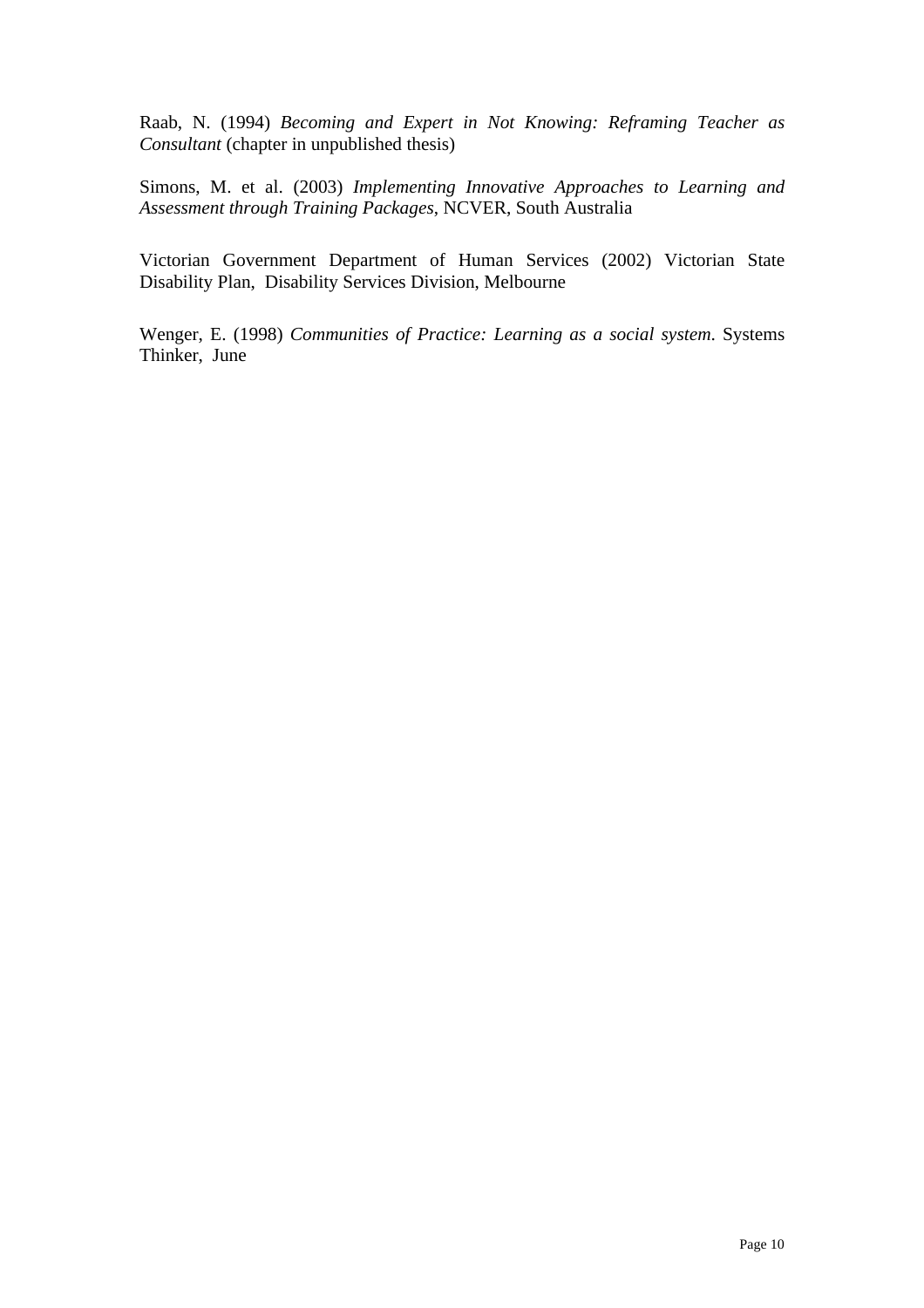Raab, N. (1994) *Becoming and Expert in Not Knowing: Reframing Teacher as Consultant* (chapter in unpublished thesis)

Simons, M. et al. (2003) *Implementing Innovative Approaches to Learning and Assessment through Training Packages*, NCVER, South Australia

Victorian Government Department of Human Services (2002) Victorian State Disability Plan, Disability Services Division, Melbourne

Wenger, E. (1998) *Communities of Practice: Learning as a social system*. Systems Thinker, June